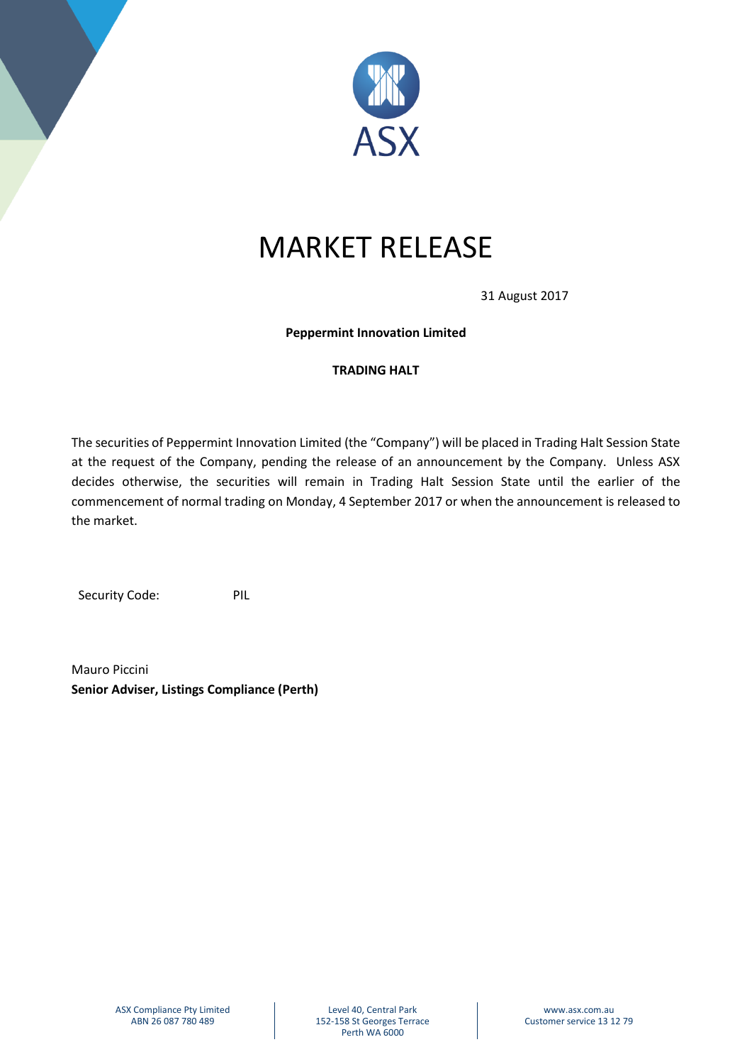ASX

# MARKET RELEASE

31 August 2017

**Peppermint Innovation Limited**

**TRADING HALT**

The securities of Peppermint Innovation Limited (the "Company") will be placed in Trading Halt Session State at the request of the Company, pending the release of an announcement by the Company. Unless ASX decides otherwise, the securities will remain in Trading Halt Session State until the earlier of the commencement of normal trading on Monday, 4 September 2017 or when the announcement is released to the market.

Security Code: PIL

Mauro Piccini
**Senior Adviser, Listings Compliance (Perth)**

ASX Compliance Pty Limited
ABN 26 087 780 489

Level 40, Central Park
152-158 St Georges Terrace
Perth WA 6000

www.asx.com.au
Customer service 13 12 79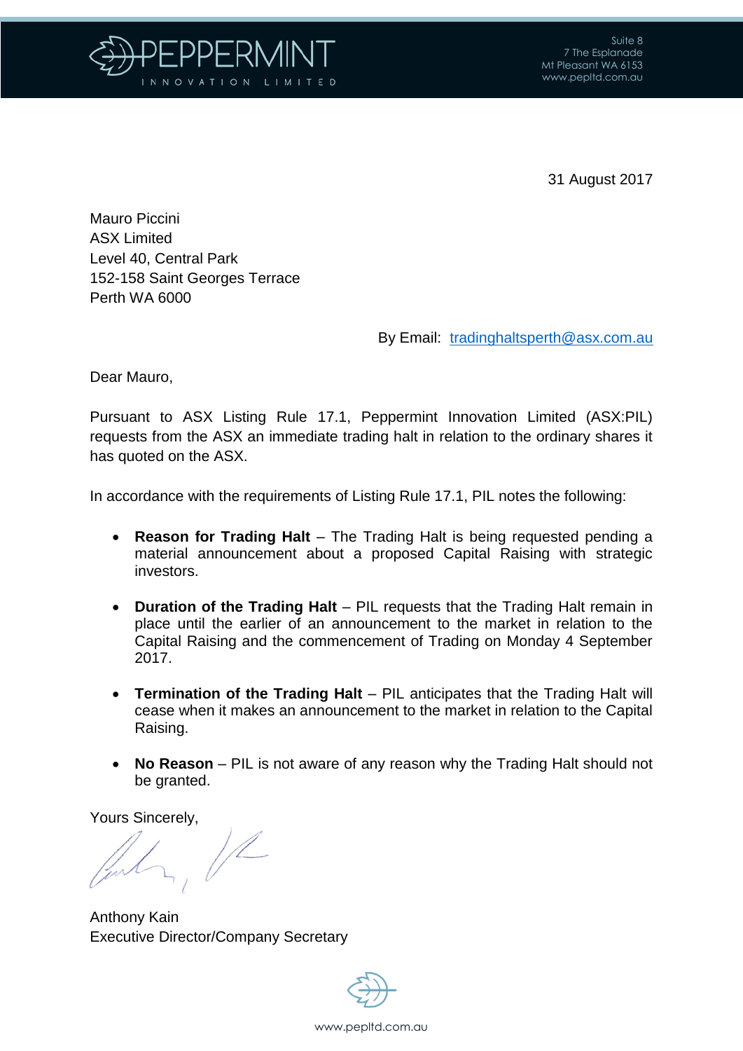Suite 8
7 The Esplanade
Mt Pleasant WA 6153
www.pepltd.com.au

31 August 2017

Mauro Piccini
ASX Limited
Level 40, Central Park
152-158 Saint Georges Terrace
Perth WA 6000

By Email: tradinghaltsperth@asx.com.au

Dear Mauro,

Pursuant to ASX Listing Rule 17.1, Peppermint Innovation Limited (ASX:PIL) requests from the ASX an immediate trading halt in relation to the ordinary shares it has quoted on the ASX.

In accordance with the requirements of Listing Rule 17.1, PIL notes the following:

- **Reason for Trading Halt** – The Trading Halt is being requested pending a material announcement about a proposed Capital Raising with strategic investors.
- **Duration of the Trading Halt** – PIL requests that the Trading Halt remain in place until the earlier of an announcement to the market in relation to the Capital Raising and the commencement of Trading on Monday 4 September 2017.
- **Termination of the Trading Halt** – PIL anticipates that the Trading Halt will cease when it makes an announcement to the market in relation to the Capital Raising.
- **No Reason** – PIL is not aware of any reason why the Trading Halt should not be granted.

Yours Sincerely,

Anthony Kain
Executive Director/Company Secretary

www.pepltd.com.au